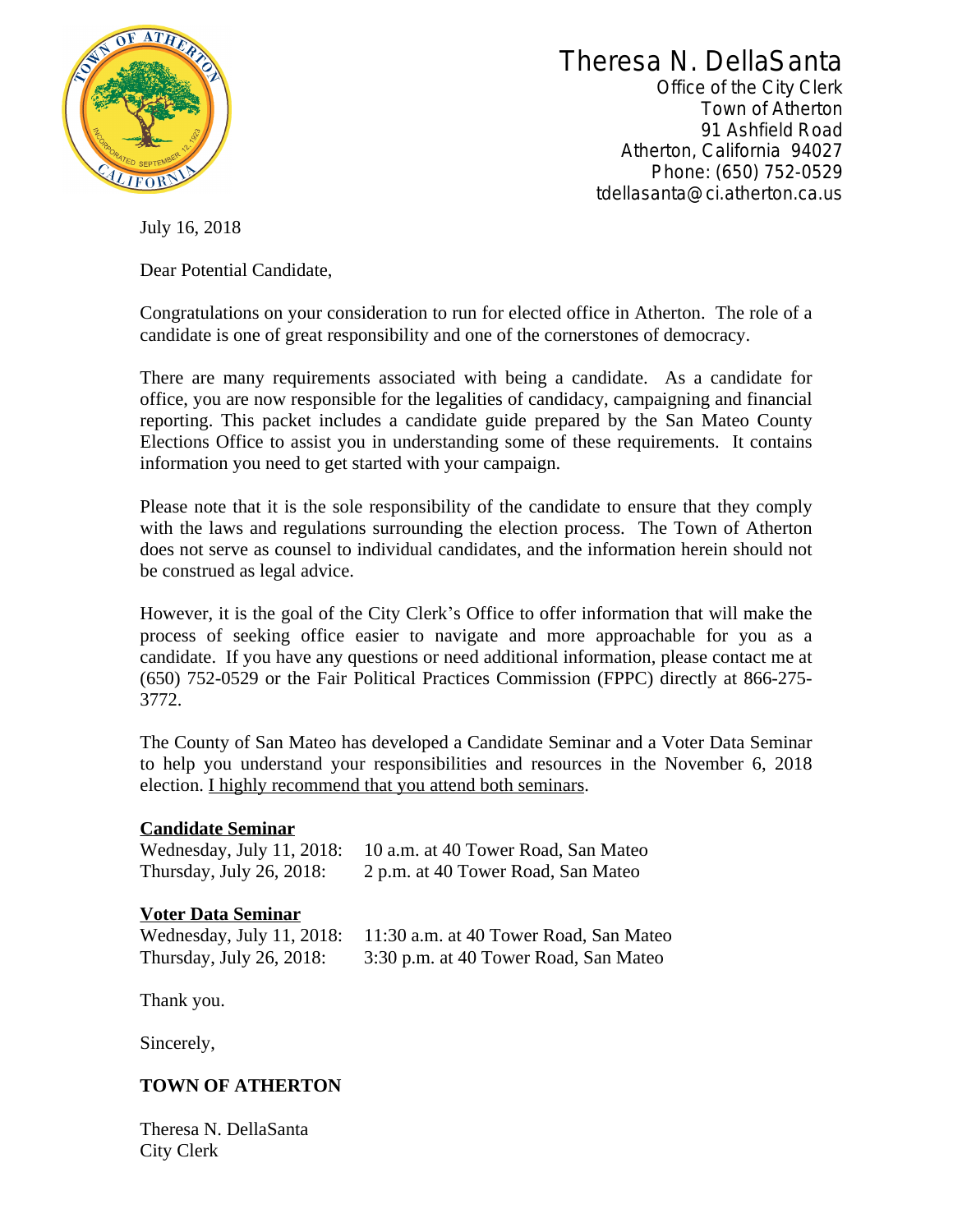Theresa N. DellaSanta
Office of the City Clerk
Town of Atherton
91 Ashfield Road
Atherton, California 94027
Phone: (650) 752-0529
tdellasanta@ci.atherton.ca.us

July 16, 2018

Dear Potential Candidate,

Congratulations on your consideration to run for elected office in Atherton. The role of a candidate is one of great responsibility and one of the cornerstones of democracy.

There are many requirements associated with being a candidate. As a candidate for office, you are now responsible for the legalities of candidacy, campaigning and financial reporting. This packet includes a candidate guide prepared by the San Mateo County Elections Office to assist you in understanding some of these requirements. It contains information you need to get started with your campaign.

Please note that it is the sole responsibility of the candidate to ensure that they comply with the laws and regulations surrounding the election process. The Town of Atherton does not serve as counsel to individual candidates, and the information herein should not be construed as legal advice.

However, it is the goal of the City Clerk's Office to offer information that will make the process of seeking office easier to navigate and more approachable for you as a candidate. If you have any questions or need additional information, please contact me at (650) 752-0529 or the Fair Political Practices Commission (FPPC) directly at 866-275-3772.

The County of San Mateo has developed a Candidate Seminar and a Voter Data Seminar to help you understand your responsibilities and resources in the November 6, 2018 election. I highly recommend that you attend both seminars.

**Candidate Seminar**

Wednesday, July 11, 2018: 10 a.m. at 40 Tower Road, San Mateo
Thursday, July 26, 2018: 2 p.m. at 40 Tower Road, San Mateo

**Voter Data Seminar**

Wednesday, July 11, 2018: 11:30 a.m. at 40 Tower Road, San Mateo
Thursday, July 26, 2018: 3:30 p.m. at 40 Tower Road, San Mateo

Thank you.

Sincerely,

**TOWN OF ATHERTON**

Theresa N. DellaSanta
City Clerk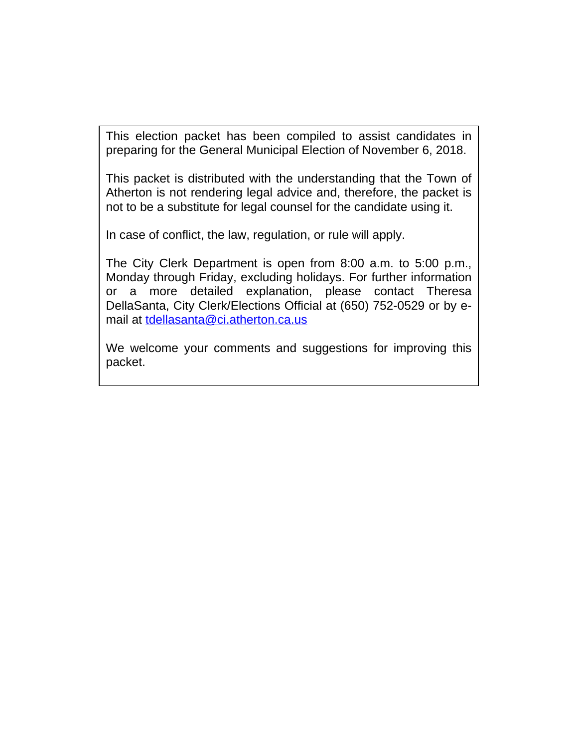This election packet has been compiled to assist candidates in preparing for the General Municipal Election of November 6, 2018.

This packet is distributed with the understanding that the Town of Atherton is not rendering legal advice and, therefore, the packet is not to be a substitute for legal counsel for the candidate using it.

In case of conflict, the law, regulation, or rule will apply.

The City Clerk Department is open from 8:00 a.m. to 5:00 p.m., Monday through Friday, excluding holidays. For further information or a more detailed explanation, please contact Theresa DellaSanta, City Clerk/Elections Official at (650) 752-0529 or by e-mail at tdellasanta@ci.atherton.ca.us

We welcome your comments and suggestions for improving this packet.